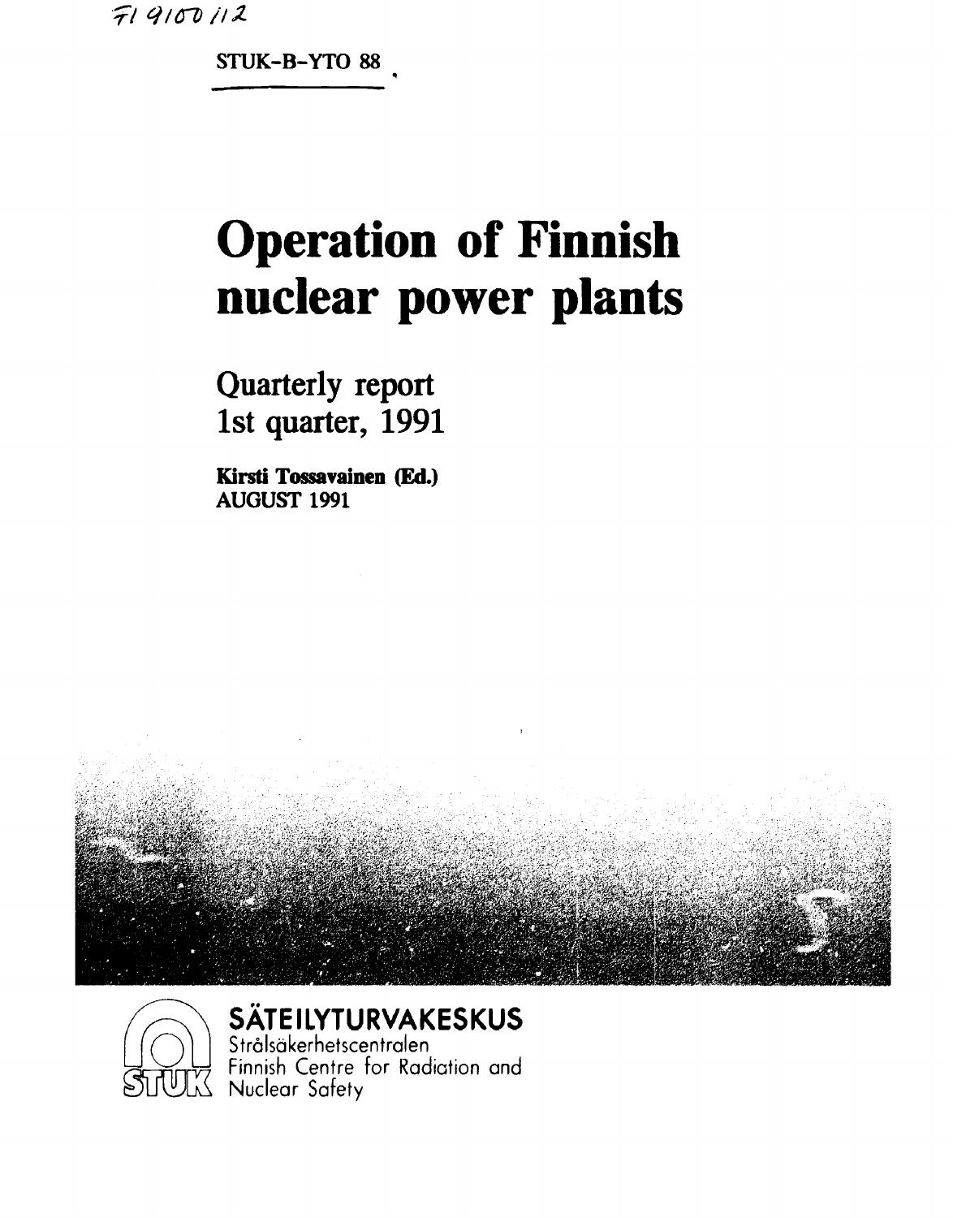FI 9100112

STUK-B-YTO 88

# Operation of Finnish nuclear power plants

## Quarterly report 1st quarter, 1991

**Kirsti Tossavainen (Ed.)**
**AUGUST 1991**

**SÄTEILYTURVAKESKUS**
Strålsäkerhetscentralen
Finnish Centre for Radiation and Nuclear Safety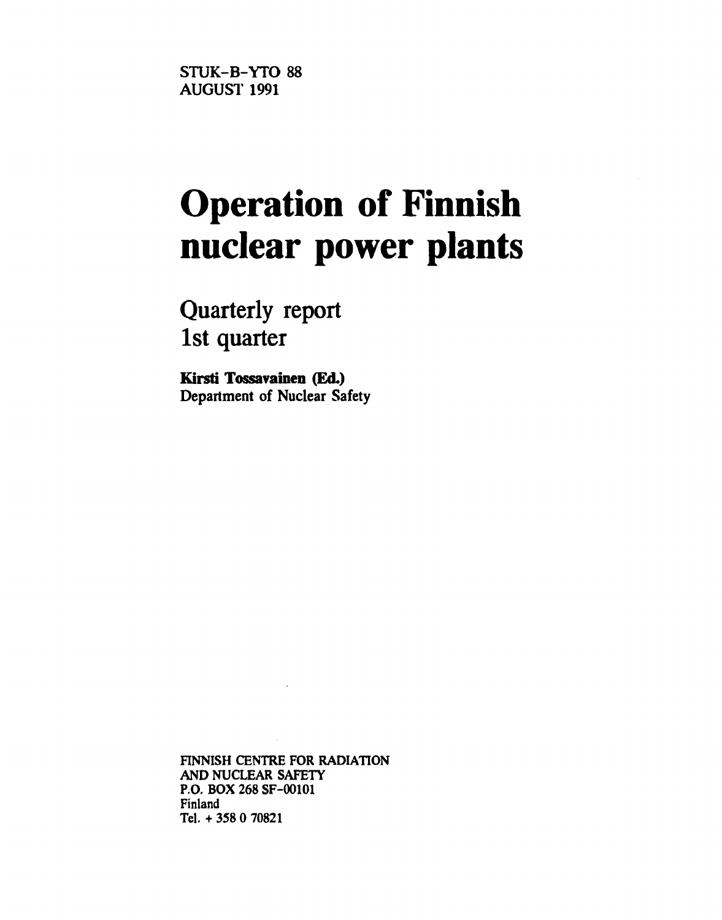STUK-B-YTO 88
AUGUST 1991

# Operation of Finnish nuclear power plants

## Quarterly report
## 1st quarter

**Kirsti Tossavainen (Ed.)**
Department of Nuclear Safety

FINNISH CENTRE FOR RADIATION
AND NUCLEAR SAFETY
P.O. BOX 268 SF-00101
Finland
Tel. + 358 0 70821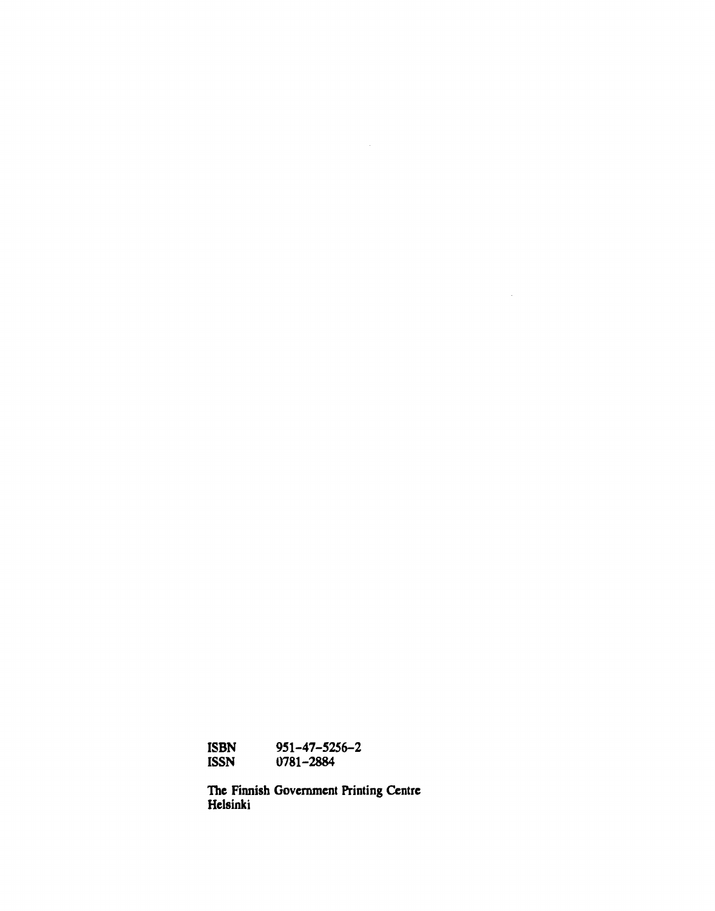ISBN 951-47-5256-2
ISSN 0781-2884

The Finnish Government Printing Centre
Helsinki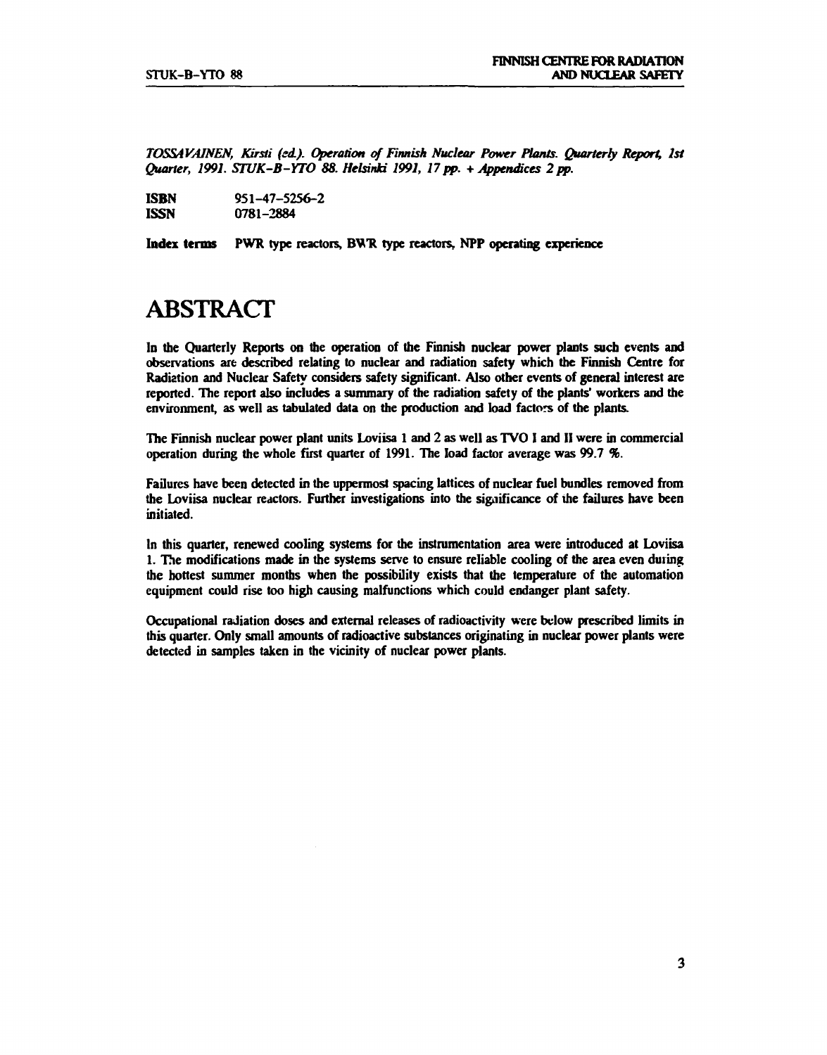*TOSSAVAINEN, Kirsti (ed.). Operation of Finnish Nuclear Power Plants. Quarterly Report, 1st Quarter, 1991. STUK-B-YTO 88. Helsinki 1991, 17 pp. + Appendices 2 pp.*

**ISBN** 951-47-5256-2
**ISSN** 0781-2884

**Index terms** PWR type reactors, BWR type reactors, NPP operating experience

# ABSTRACT

In the Quarterly Reports on the operation of the Finnish nuclear power plants such events and observations are described relating to nuclear and radiation safety which the Finnish Centre for Radiation and Nuclear Safety considers safety significant. Also other events of general interest are reported. The report also includes a summary of the radiation safety of the plants' workers and the environment, as well as tabulated data on the production and load factors of the plants.

The Finnish nuclear power plant units Loviisa 1 and 2 as well as TVO I and II were in commercial operation during the whole first quarter of 1991. The load factor average was 99.7 %.

Failures have been detected in the uppermost spacing lattices of nuclear fuel bundles removed from the Loviisa nuclear reactors. Further investigations into the significance of the failures have been initiated.

In this quarter, renewed cooling systems for the instrumentation area were introduced at Loviisa 1. The modifications made in the systems serve to ensure reliable cooling of the area even during the hottest summer months when the possibility exists that the temperature of the automation equipment could rise too high causing malfunctions which could endanger plant safety.

Occupational radiation doses and external releases of radioactivity were below prescribed limits in this quarter. Only small amounts of radioactive substances originating in nuclear power plants were detected in samples taken in the vicinity of nuclear power plants.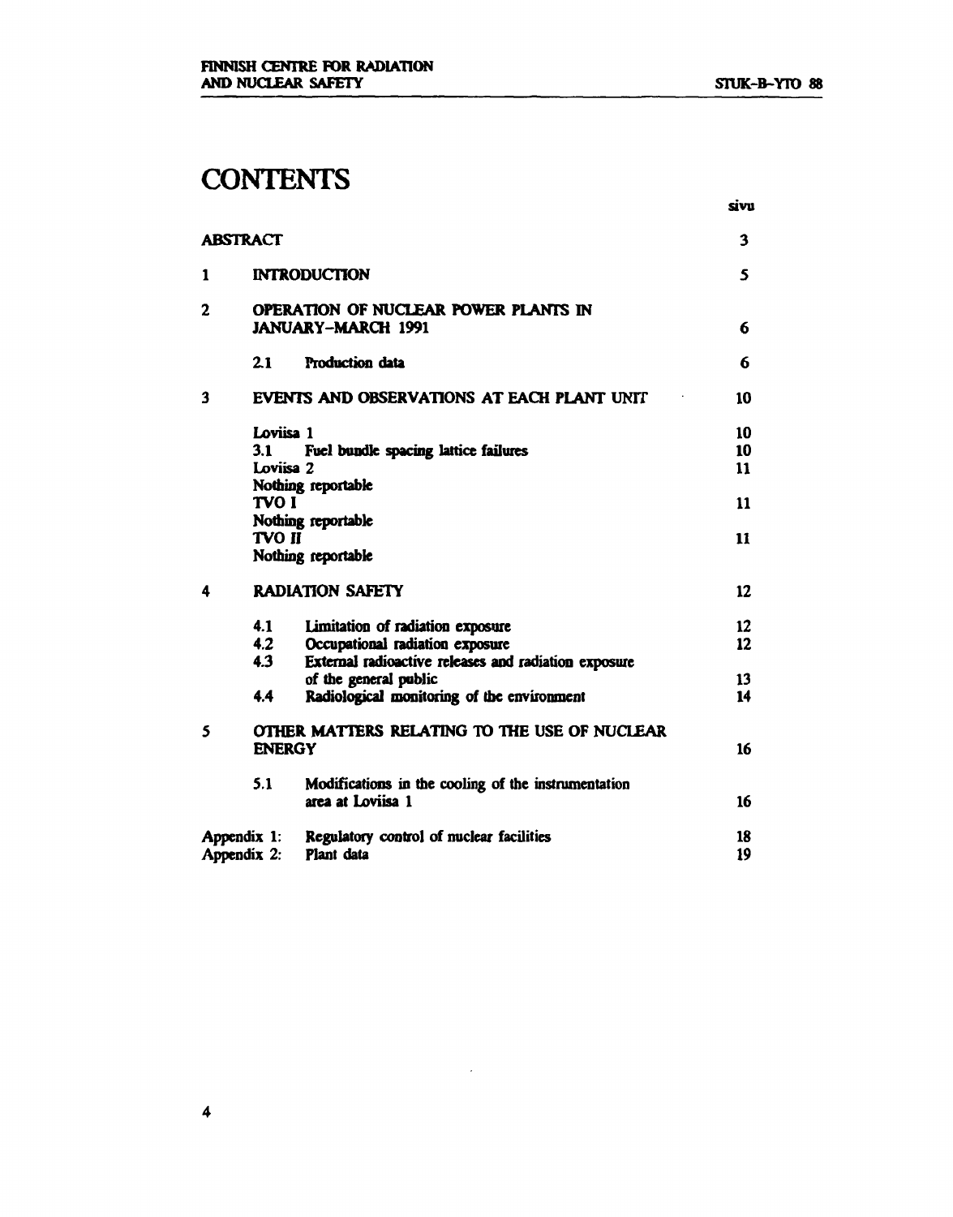# CONTENTS

| | | sivu |
|---|---|---|
| ABSTRACT | | 3 |
| 1 | INTRODUCTION | 5 |
| 2 | OPERATION OF NUCLEAR POWER PLANTS IN JANUARY-MARCH 1991 | 6 |
| | 2.1 Production data | 6 |
| 3 | EVENTS AND OBSERVATIONS AT EACH PLANT UNIT | 10 |
| | Loviisa 1 | 10 |
| | 3.1 Fuel bundle spacing lattice failures | 10 |
| | Loviisa 2 | 11 |
| | Nothing reportable | |
| | TVO I | 11 |
| | Nothing reportable | |
| | TVO II | 11 |
| | Nothing reportable | |
| 4 | RADIATION SAFETY | 12 |
| | 4.1 Limitation of radiation exposure | 12 |
| | 4.2 Occupational radiation exposure | 12 |
| | 4.3 External radioactive releases and radiation exposure of the general public | 13 |
| | 4.4 Radiological monitoring of the environment | 14 |
| 5 | OTHER MATTERS RELATING TO THE USE OF NUCLEAR ENERGY | 16 |
| | 5.1 Modifications in the cooling of the instrumentation area at Loviisa 1 | 16 |
| Appendix 1: | Regulatory control of nuclear facilities | 18 |
| Appendix 2: | Plant data | 19 |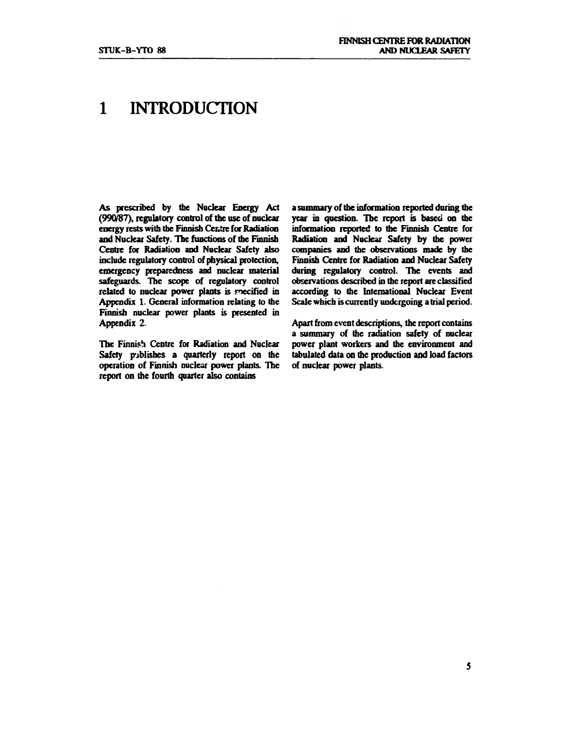# 1 INTRODUCTION

As prescribed by the Nuclear Energy Act (990/87), regulatory control of the use of nuclear energy rests with the Finnish Centre for Radiation and Nuclear Safety. The functions of the Finnish Centre for Radiation and Nuclear Safety also include regulatory control of physical protection, emergency preparedness and nuclear material safeguards. The scope of regulatory control related to nuclear power plants is specified in Appendix 1. General information relating to the Finnish nuclear power plants is presented in Appendix 2.

The Finnish Centre for Radiation and Nuclear Safety publishes a quarterly report on the operation of Finnish nuclear power plants. The report on the fourth quarter also contains a summary of the information reported during the year in question. The report is based on the information reported to the Finnish Centre for Radiation and Nuclear Safety by the power companies and the observations made by the Finnish Centre for Radiation and Nuclear Safety during regulatory control. The events and observations described in the report are classified according to the International Nuclear Event Scale which is currently undergoing a trial period.

Apart from event descriptions, the report contains a summary of the radiation safety of nuclear power plant workers and the environment and tabulated data on the production and load factors of nuclear power plants.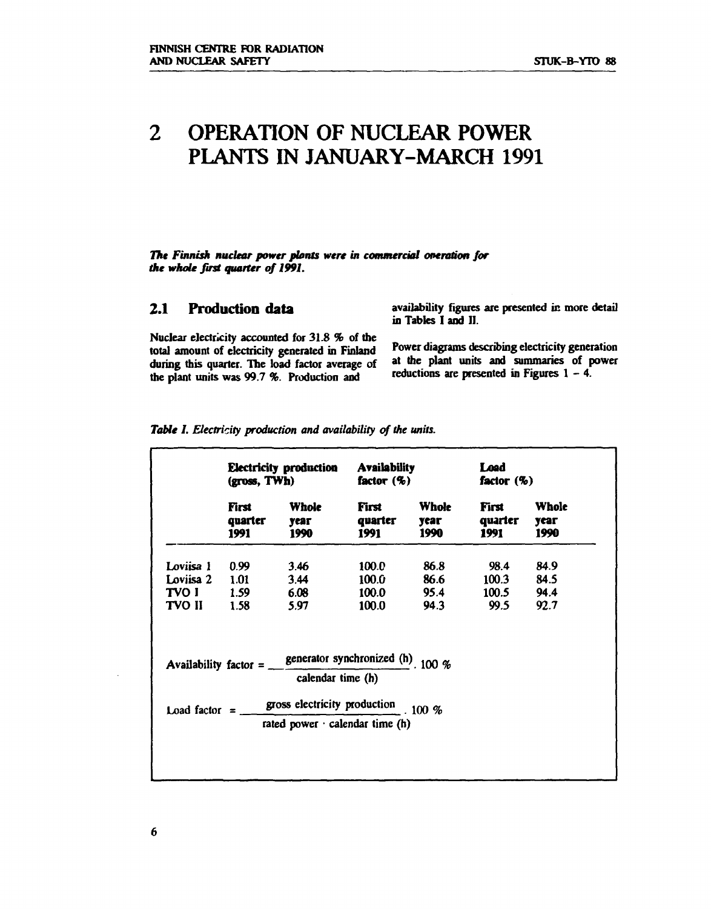# 2 OPERATION OF NUCLEAR POWER PLANTS IN JANUARY–MARCH 1991

***The Finnish nuclear power plants were in commercial operation for the whole first quarter of 1991.***

## 2.1 Production data

Nuclear electricity accounted for 31.8 % of the total amount of electricity generated in Finland during this quarter. The load factor average of the plant units was 99.7 %. Production and availability figures are presented in more detail in Tables I and II.

Power diagrams describing electricity generation at the plant units and summaries of power reductions are presented in Figures 1 – 4.

*Table I. Electricity production and availability of the units.*

| | Electricity production (gross, TWh) | | Availability factor (%) | | Load factor (%) | |
|---|---|---|---|---|---|---|
| | First quarter 1991 | Whole year 1990 | First quarter 1991 | Whole year 1990 | First quarter 1991 | Whole year 1990 |
| Loviisa 1 | 0.99 | 3.46 | 100.0 | 86.8 | 98.4 | 84.9 |
| Loviisa 2 | 1.01 | 3.44 | 100.0 | 86.6 | 100.3 | 84.5 |
| TVO I | 1.59 | 6.08 | 100.0 | 95.4 | 100.5 | 94.4 |
| TVO II | 1.58 | 5.97 | 100.0 | 94.3 | 99.5 | 92.7 |

$$\text{Availability factor} = \frac{\text{generator synchronized (h)}}{\text{calendar time (h)}} \cdot 100\ \%$$

$$\text{Load factor} = \frac{\text{gross electricity production}}{\text{rated power} \cdot \text{calendar time (h)}} \cdot 100\ \%$$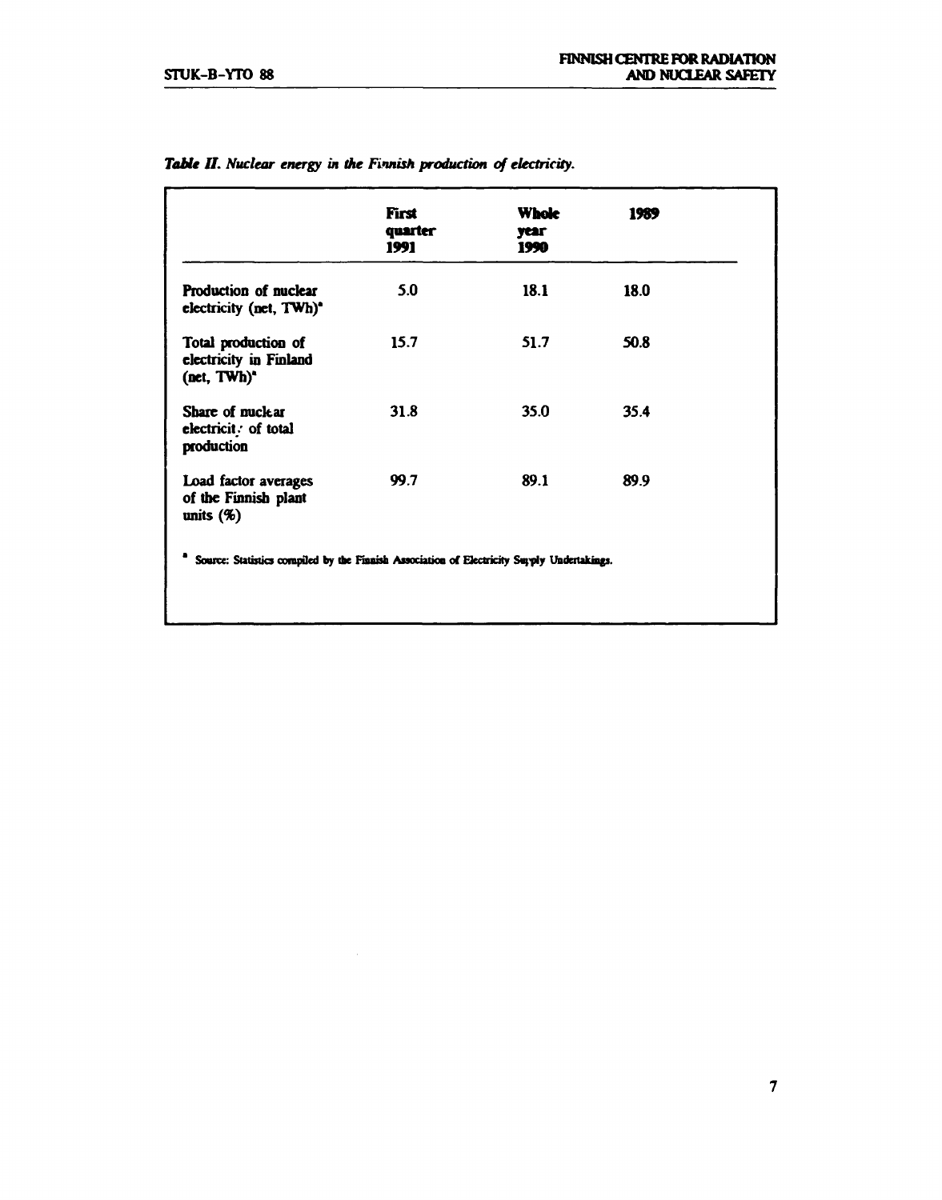*Table II. Nuclear energy in the Finnish production of electricity.*

| | First quarter 1991 | Whole year 1990 | 1989 |
|---|---|---|---|
| Production of nuclear electricity (net, TWh)[a] | 5.0 | 18.1 | 18.0 |
| Total production of electricity in Finland (net, TWh)[a] | 15.7 | 51.7 | 50.8 |
| Share of nuclear electricity of total production | 31.8 | 35.0 | 35.4 |
| Load factor averages of the Finnish plant units (%) | 99.7 | 89.1 | 89.9 |

[a] Source: Statistics compiled by the Finnish Association of Electricity Supply Undertakings.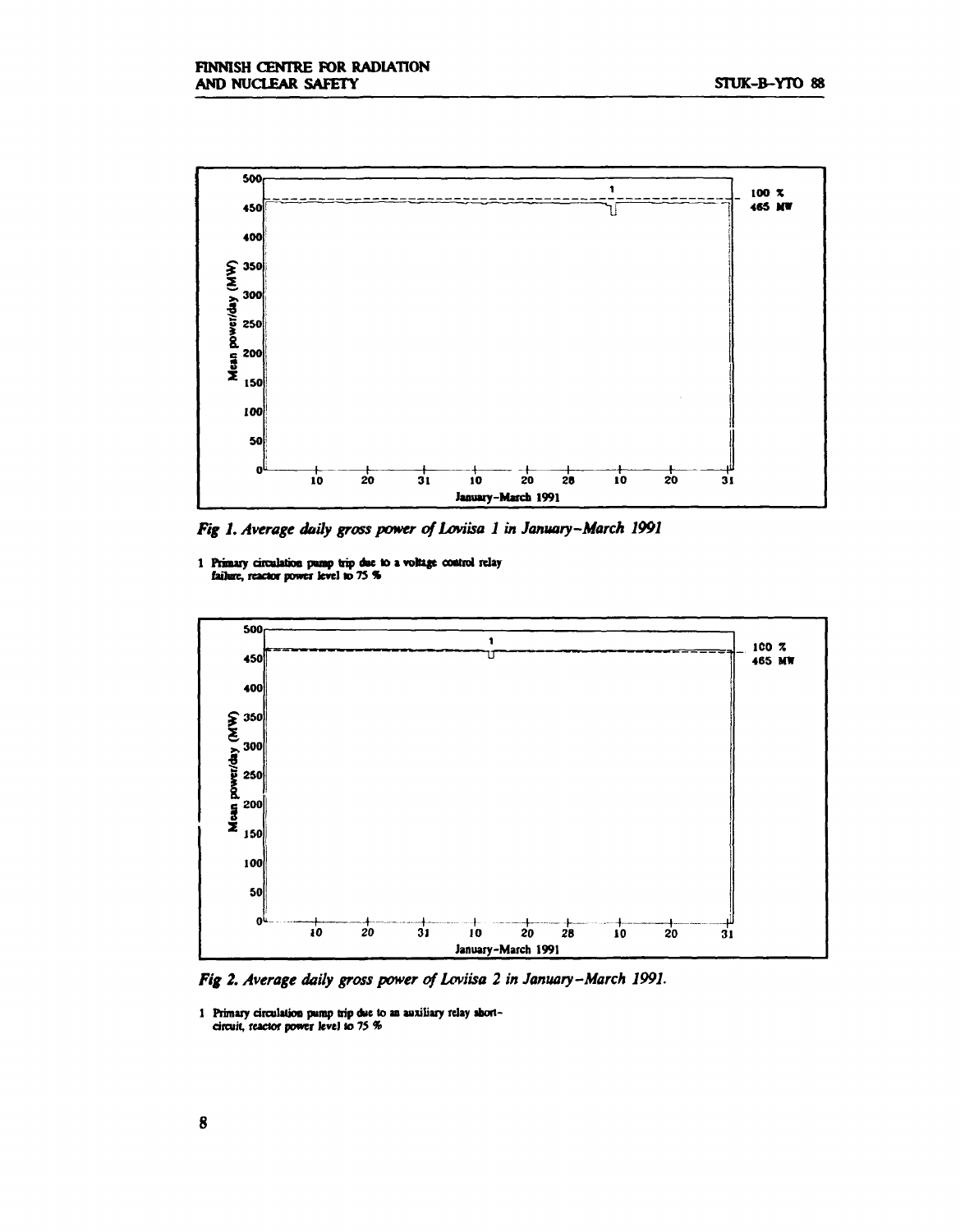*Fig 1. Average daily gross power of Loviisa 1 in January–March 1991*

1 Primary circulation pump trip due to a voltage control relay failure, reactor power level to 75 %

*Fig 2. Average daily gross power of Loviisa 2 in January–March 1991.*

1 Primary circulation pump trip due to an auxiliary relay short-circuit, reactor power level to 75 %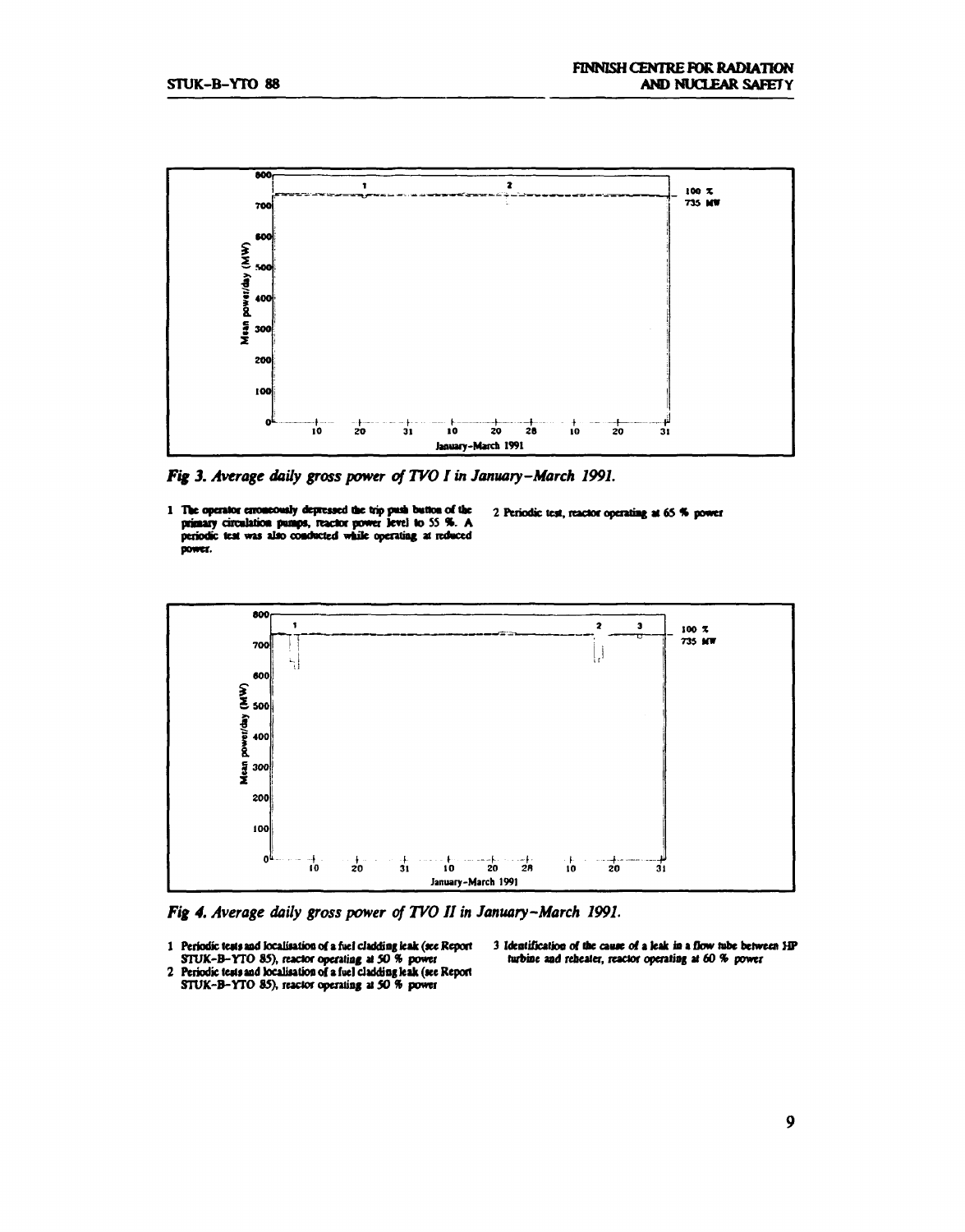*Fig 3. Average daily gross power of TVO I in January–March 1991.*

1 The operator erroneously depressed the trip push button of the primary circulation pumps, reactor power level to 55 %. A periodic test was also conducted while operating at reduced power.

2 Periodic test, reactor operating at 65 % power

*Fig 4. Average daily gross power of TVO II in January–March 1991.*

1 Periodic tests and localisation of a fuel cladding leak (see Report STUK-B-YTO 85), reactor operating at 50 % power

2 Periodic tests and localisation of a fuel cladding leak (see Report STUK-B-YTO 85), reactor operating at 50 % power

3 Identification of the cause of a leak in a flow tube between HP turbine and reheater, reactor operating at 60 % power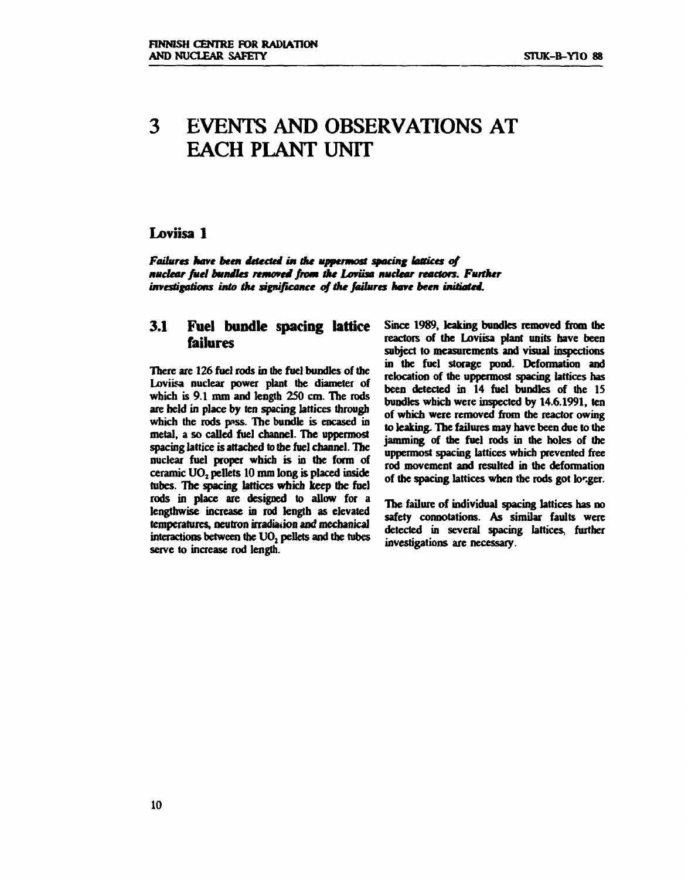# 3 EVENTS AND OBSERVATIONS AT EACH PLANT UNIT

## Loviisa 1

***Failures have been detected in the uppermost spacing lattices of nuclear fuel bundles removed from the Loviisa nuclear reactors. Further investigations into the significance of the failures have been initiated.***

### 3.1 Fuel bundle spacing lattice failures

There are 126 fuel rods in the fuel bundles of the Loviisa nuclear power plant the diameter of which is 9.1 mm and length 250 cm. The rods are held in place by ten spacing lattices through which the rods pass. The bundle is encased in metal, a so called fuel channel. The uppermost spacing lattice is attached to the fuel channel. The nuclear fuel proper which is in the form of ceramic $UO_2$ pellets 10 mm long is placed inside tubes. The spacing lattices which keep the fuel rods in place are designed to allow for a lengthwise increase in rod length as elevated temperatures, neutron irradiation and mechanical interactions between the $UO_2$ pellets and the tubes serve to increase rod length.

Since 1989, leaking bundles removed from the reactors of the Loviisa plant units have been subject to measurements and visual inspections in the fuel storage pond. Deformation and relocation of the uppermost spacing lattices has been detected in 14 fuel bundles of the 15 bundles which were inspected by 14.6.1991, ten of which were removed from the reactor owing to leaking. The failures may have been due to the jamming of the fuel rods in the holes of the uppermost spacing lattices which prevented free rod movement and resulted in the deformation of the spacing lattices when the rods got longer.

The failure of individual spacing lattices has no safety connotations. As similar faults were detected in several spacing lattices, further investigations are necessary.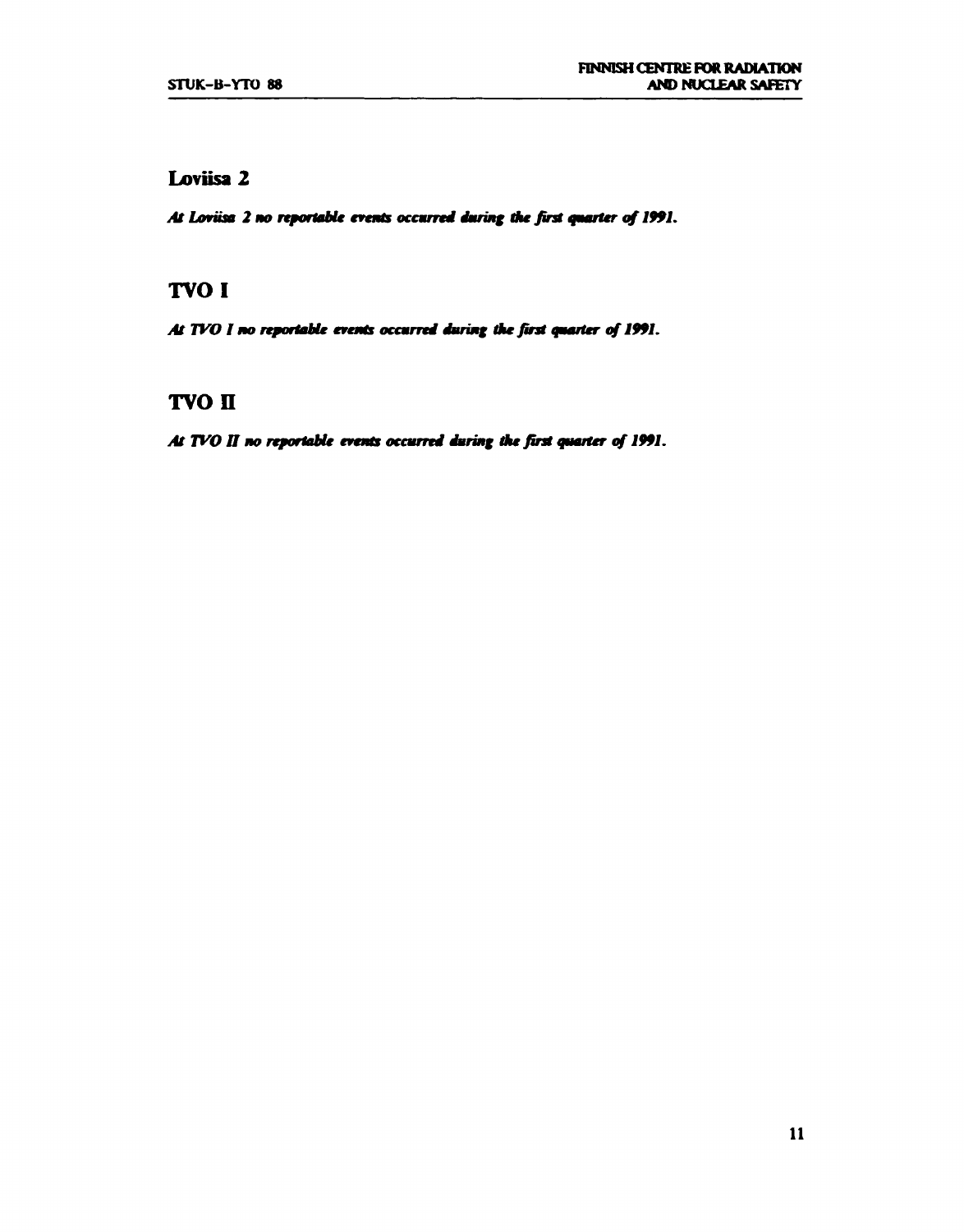## Loviisa 2

***At Loviisa 2 no reportable events occurred during the first quarter of 1991.***

## TVO I

***At TVO I no reportable events occurred during the first quarter of 1991.***

## TVO II

***At TVO II no reportable events occurred during the first quarter of 1991.***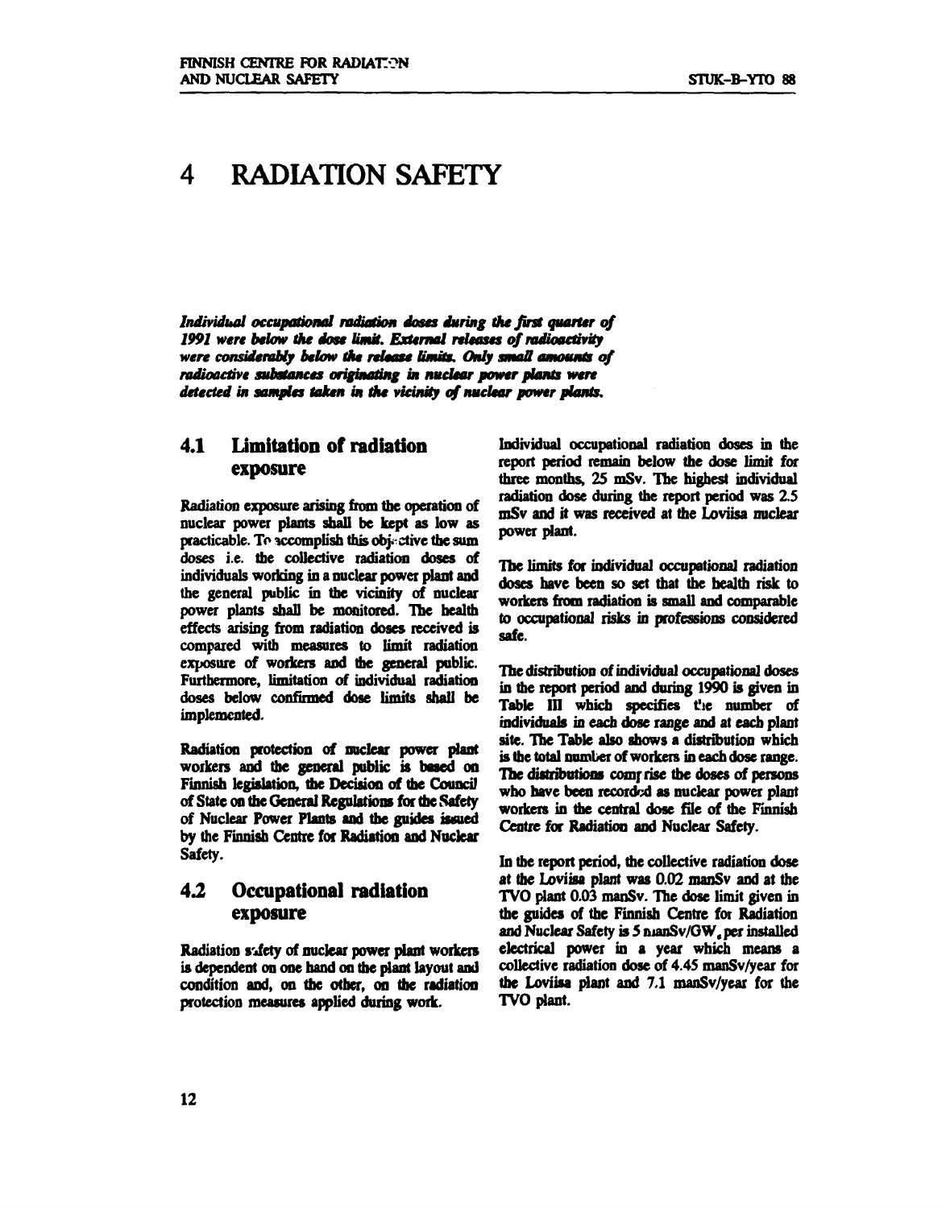# 4 RADIATION SAFETY

***Individual occupational radiation doses during the first quarter of 1991 were below the dose limit. External releases of radioactivity were considerably below the release limits. Only small amounts of radioactive substances originating in nuclear power plants were detected in samples taken in the vicinity of nuclear power plants.***

## 4.1 Limitation of radiation exposure

Radiation exposure arising from the operation of nuclear power plants shall be kept as low as practicable. To accomplish this objective the sum doses i.e. the collective radiation doses of individuals working in a nuclear power plant and the general public in the vicinity of nuclear power plants shall be monitored. The health effects arising from radiation doses received is compared with measures to limit radiation exposure of workers and the general public. Furthermore, limitation of individual radiation doses below confirmed dose limits shall be implemented.

Radiation protection of nuclear power plant workers and the general public is based on Finnish legislation, the Decision of the Council of State on the General Regulations for the Safety of Nuclear Power Plants and the guides issued by the Finnish Centre for Radiation and Nuclear Safety.

## 4.2 Occupational radiation exposure

Radiation safety of nuclear power plant workers is dependent on one hand on the plant layout and condition and, on the other, on the radiation protection measures applied during work.

Individual occupational radiation doses in the report period remain below the dose limit for three months, 25 mSv. The highest individual radiation dose during the report period was 2.5 mSv and it was received at the Loviisa nuclear power plant.

The limits for individual occupational radiation doses have been so set that the health risk to workers from radiation is small and comparable to occupational risks in professions considered safe.

The distribution of individual occupational doses in the report period and during 1990 is given in Table III which specifies the number of individuals in each dose range and at each plant site. The Table also shows a distribution which is the total number of workers in each dose range. The distributions comprise the doses of persons who have been recorded as nuclear power plant workers in the central dose file of the Finnish Centre for Radiation and Nuclear Safety.

In the report period, the collective radiation dose at the Loviisa plant was 0.02 manSv and at the TVO plant 0.03 manSv. The dose limit given in the guides of the Finnish Centre for Radiation and Nuclear Safety is 5 manSv/$GW_e$ per installed electrical power in a year which means a collective radiation dose of 4.45 manSv/year for the Loviisa plant and 7.1 manSv/year for the TVO plant.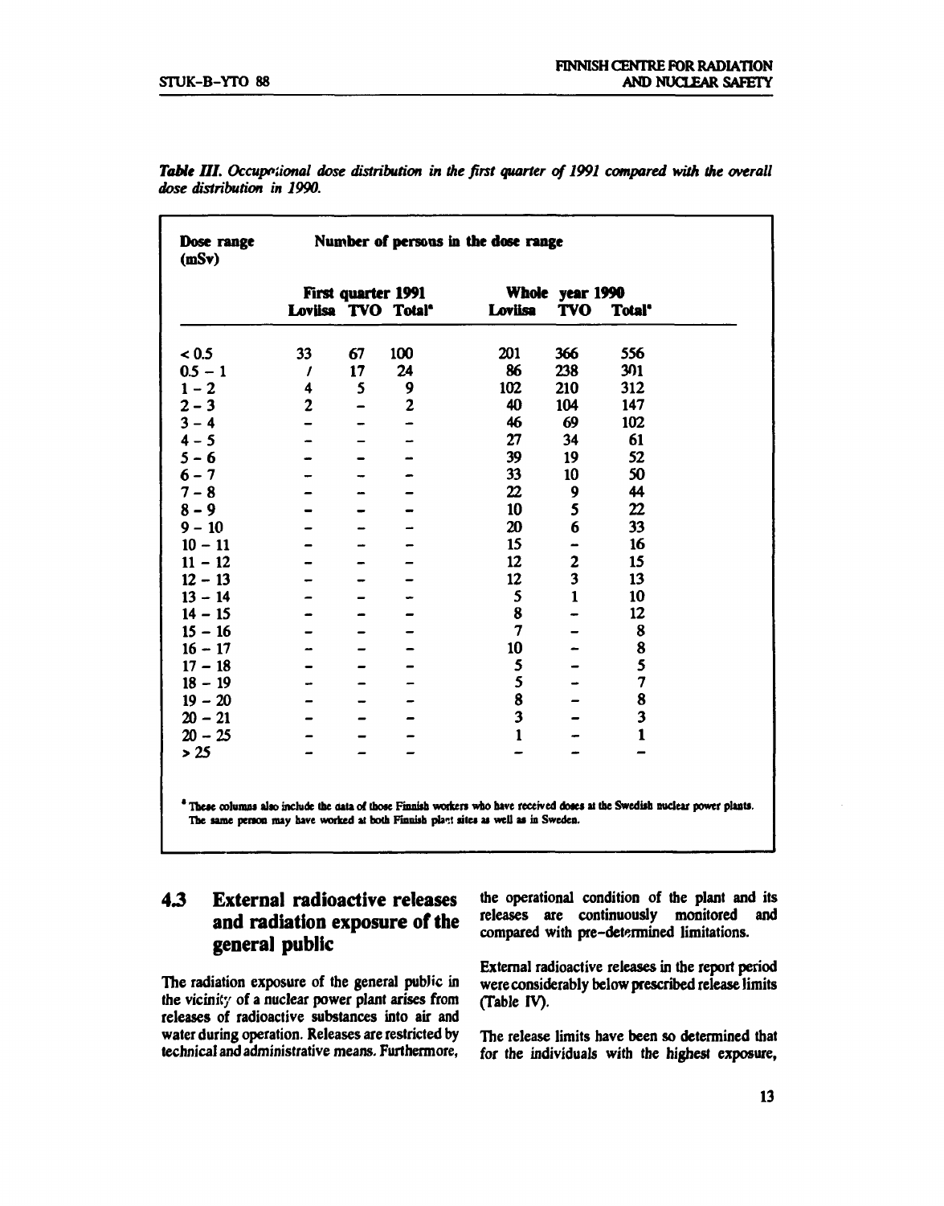*Table III. Occupational dose distribution in the first quarter of 1991 compared with the overall dose distribution in 1990.*

| Dose range (mSv) | Number of persons in the dose range | | | | | |
|---|---|---|---|---|---|---|
| | First quarter 1991 | | | Whole year 1990 | | |
| | Loviisa | TVO | Total* | Loviisa | TVO | Total* |
| < 0.5 | 33 | 67 | 100 | 201 | 366 | 556 |
| 0.5 – 1 | / | 17 | 24 | 86 | 238 | 301 |
| 1 – 2 | 4 | 5 | 9 | 102 | 210 | 312 |
| 2 – 3 | 2 | – | 2 | 40 | 104 | 147 |
| 3 – 4 | – | – | – | 46 | 69 | 102 |
| 4 – 5 | – | – | – | 27 | 34 | 61 |
| 5 – 6 | – | – | – | 39 | 19 | 52 |
| 6 – 7 | – | – | – | 33 | 10 | 50 |
| 7 – 8 | – | – | – | 22 | 9 | 44 |
| 8 – 9 | – | – | – | 10 | 5 | 22 |
| 9 – 10 | – | – | – | 20 | 6 | 33 |
| 10 – 11 | – | – | – | 15 | – | 16 |
| 11 – 12 | – | – | – | 12 | 2 | 15 |
| 12 – 13 | – | – | – | 12 | 3 | 13 |
| 13 – 14 | – | – | – | 5 | 1 | 10 |
| 14 – 15 | – | – | – | 8 | – | 12 |
| 15 – 16 | – | – | – | 7 | – | 8 |
| 16 – 17 | – | – | – | 10 | – | 8 |
| 17 – 18 | – | – | – | 5 | – | 5 |
| 18 – 19 | – | – | – | 5 | – | 7 |
| 19 – 20 | – | – | – | 8 | – | 8 |
| 20 – 21 | – | – | – | 3 | – | 3 |
| 20 – 25 | – | – | – | 1 | – | 1 |
| > 25 | – | – | – | – | – | – |

* These columns also include the data of those Finnish workers who have received doses at the Swedish nuclear power plants. The same person may have worked at both Finnish plant sites as well as in Sweden.

## 4.3 External radioactive releases and radiation exposure of the general public

The radiation exposure of the general public in the vicinity of a nuclear power plant arises from releases of radioactive substances into air and water during operation. Releases are restricted by technical and administrative means. Furthermore, the operational condition of the plant and its releases are continuously monitored and compared with pre-determined limitations.

External radioactive releases in the report period were considerably below prescribed release limits (Table IV).

The release limits have been so determined that for the individuals with the highest exposure,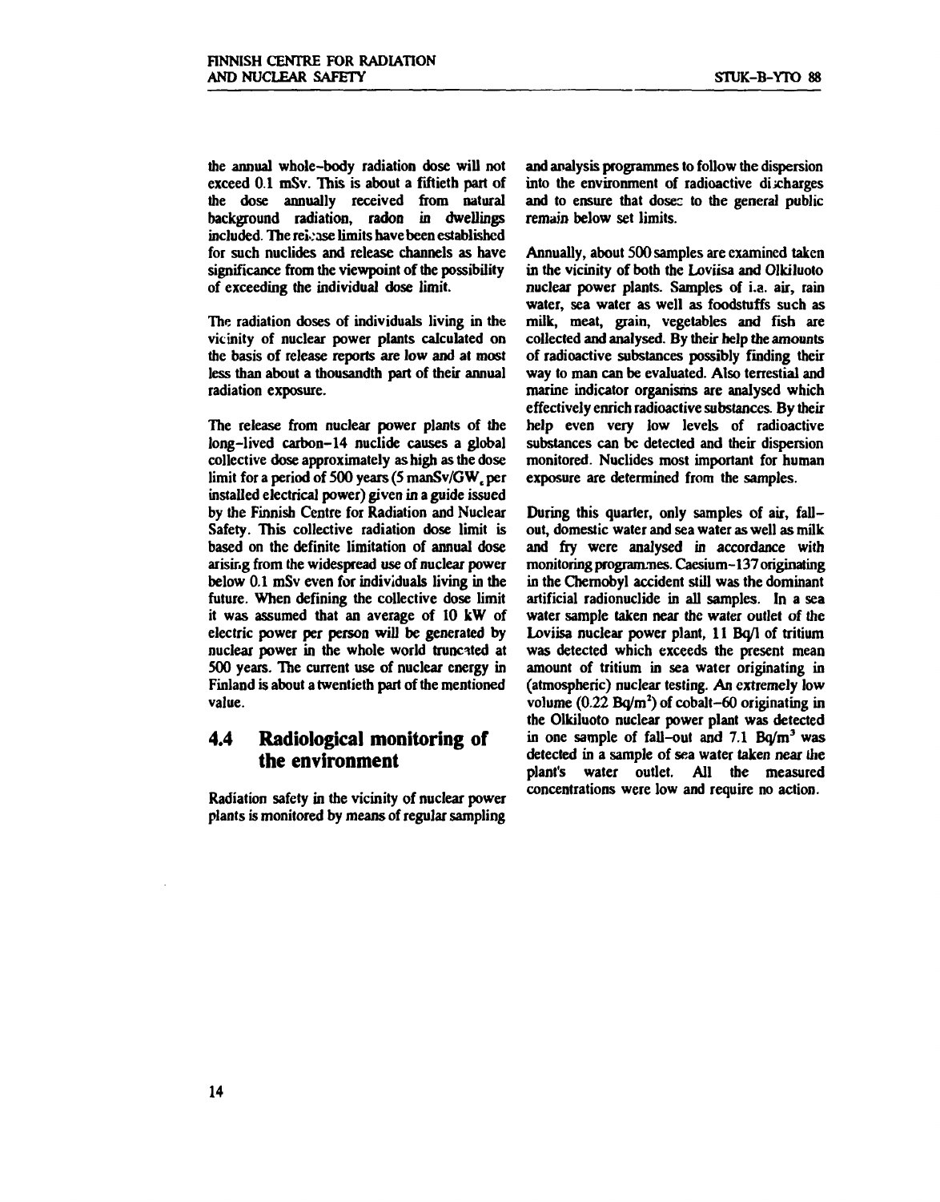the annual whole-body radiation dose will not exceed 0.1 mSv. This is about a fiftieth part of the dose annually received from natural background radiation, radon in dwellings included. The release limits have been established for such nuclides and release channels as have significance from the viewpoint of the possibility of exceeding the individual dose limit.

The radiation doses of individuals living in the vicinity of nuclear power plants calculated on the basis of release reports are low and at most less than about a thousandth part of their annual radiation exposure.

The release from nuclear power plants of the long-lived carbon-14 nuclide causes a global collective dose approximately as high as the dose limit for a period of 500 years (5 manSv/GW$_e$ per installed electrical power) given in a guide issued by the Finnish Centre for Radiation and Nuclear Safety. This collective radiation dose limit is based on the definite limitation of annual dose arising from the widespread use of nuclear power below 0.1 mSv even for individuals living in the future. When defining the collective dose limit it was assumed that an average of 10 kW of electric power per person will be generated by nuclear power in the whole world truncated at 500 years. The current use of nuclear energy in Finland is about a twentieth part of the mentioned value.

## 4.4 Radiological monitoring of the environment

Radiation safety in the vicinity of nuclear power plants is monitored by means of regular sampling and analysis programmes to follow the dispersion into the environment of radioactive discharges and to ensure that doses to the general public remain below set limits.

Annually, about 500 samples are examined taken in the vicinity of both the Loviisa and Olkiluoto nuclear power plants. Samples of i.a. air, rain water, sea water as well as foodstuffs such as milk, meat, grain, vegetables and fish are collected and analysed. By their help the amounts of radioactive substances possibly finding their way to man can be evaluated. Also terrestial and marine indicator organisms are analysed which effectively enrich radioactive substances. By their help even very low levels of radioactive substances can be detected and their dispersion monitored. Nuclides most important for human exposure are determined from the samples.

During this quarter, only samples of air, fall-out, domestic water and sea water as well as milk and fry were analysed in accordance with monitoring programmes. Caesium-137 originating in the Chernobyl accident still was the dominant artificial radionuclide in all samples. In a sea water sample taken near the water outlet of the Loviisa nuclear power plant, 11 Bq/l of tritium was detected which exceeds the present mean amount of tritium in sea water originating in (atmospheric) nuclear testing. An extremely low volume (0.22 Bq/m$^2$) of cobalt-60 originating in the Olkiluoto nuclear power plant was detected in one sample of fall-out and 7.1 Bq/m$^3$ was detected in a sample of sea water taken near the plant's water outlet. All the measured concentrations were low and require no action.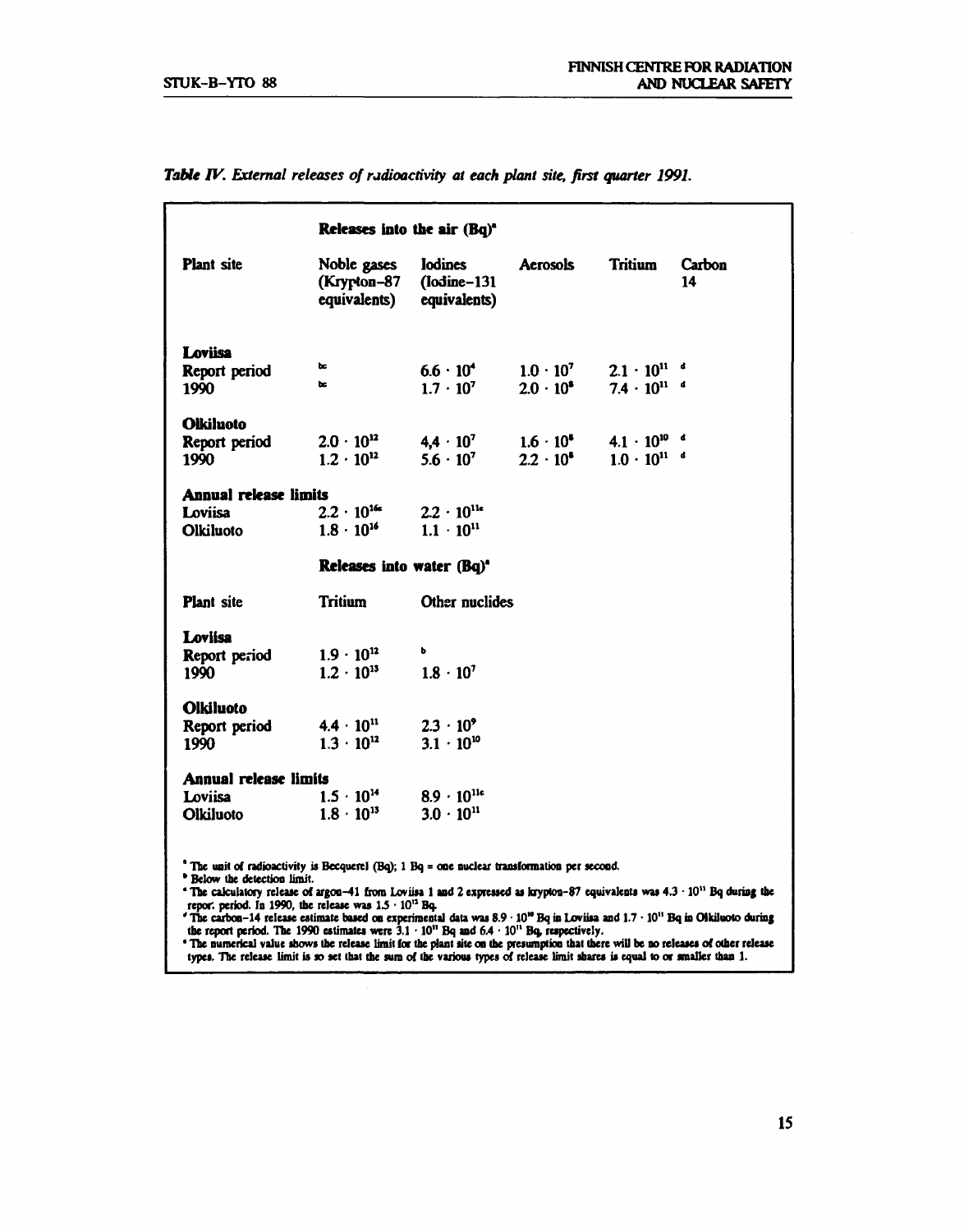*Table IV. External releases of radioactivity at each plant site, first quarter 1991.*

| | Releases into the air (Bq)[a] | | | | |
|---|---|---|---|---|---|
| Plant site | Noble gases (Krypton-87 equivalents) | Iodines (Iodine-131 equivalents) | Aerosols | Tritium | Carbon 14 |
| **Loviisa** | | | | | |
| Report period | bc | $6.6 \cdot 10^{4}$ | $1.0 \cdot 10^{7}$ | $2.1 \cdot 10^{11}$ | d |
| 1990 | bc | $1.7 \cdot 10^{7}$ | $2.0 \cdot 10^{8}$ | $7.4 \cdot 10^{11}$ | d |
| **Olkiluoto** | | | | | |
| Report period | $2.0 \cdot 10^{12}$ | $4{,}4 \cdot 10^{7}$ | $1.6 \cdot 10^{8}$ | $4.1 \cdot 10^{10}$ | d |
| 1990 | $1.2 \cdot 10^{12}$ | $5.6 \cdot 10^{7}$ | $2.2 \cdot 10^{8}$ | $1.0 \cdot 10^{11}$ | d |
| **Annual release limits** | | | | | |
| Loviisa | $2.2 \cdot 10^{16}$ [e] | $2.2 \cdot 10^{11}$ [e] | | | |
| Olkiluoto | $1.8 \cdot 10^{16}$ | $1.1 \cdot 10^{11}$ | | | |

| | Releases into water (Bq)[a] | |
|---|---|---|
| Plant site | Tritium | Other nuclides |
| **Loviisa** | | |
| Report period | $1.9 \cdot 10^{12}$ | b |
| 1990 | $1.2 \cdot 10^{13}$ | $1.8 \cdot 10^{7}$ |
| **Olkiluoto** | | |
| Report period | $4.4 \cdot 10^{11}$ | $2.3 \cdot 10^{9}$ |
| 1990 | $1.3 \cdot 10^{12}$ | $3.1 \cdot 10^{10}$ |
| **Annual release limits** | | |
| Loviisa | $1.5 \cdot 10^{14}$ | $8.9 \cdot 10^{11}$ [e] |
| Olkiluoto | $1.8 \cdot 10^{13}$ | $3.0 \cdot 10^{11}$ |

[a] The unit of radioactivity is Becquerel (Bq); 1 Bq = one nuclear transformation per second.

[b] Below the detection limit.

[c] The calculatory release of argon-41 from Loviisa 1 and 2 expressed as krypton-87 equivalents was $4.3 \cdot 10^{11}$ Bq during the report period. In 1990, the release was $1.5 \cdot 10^{12}$ Bq.

[d] The carbon-14 release estimate based on experimental data was $8.9 \cdot 10^{10}$ Bq in Loviisa and $1.7 \cdot 10^{11}$ Bq in Olkiluoto during the report period. The 1990 estimates were $3.1 \cdot 10^{11}$ Bq and $6.4 \cdot 10^{11}$ Bq, respectively.

[e] The numerical value shows the release limit for the plant site on the presumption that there will be no releases of other release types. The release limit is so set that the sum of the various types of release limit shares is equal to or smaller than 1.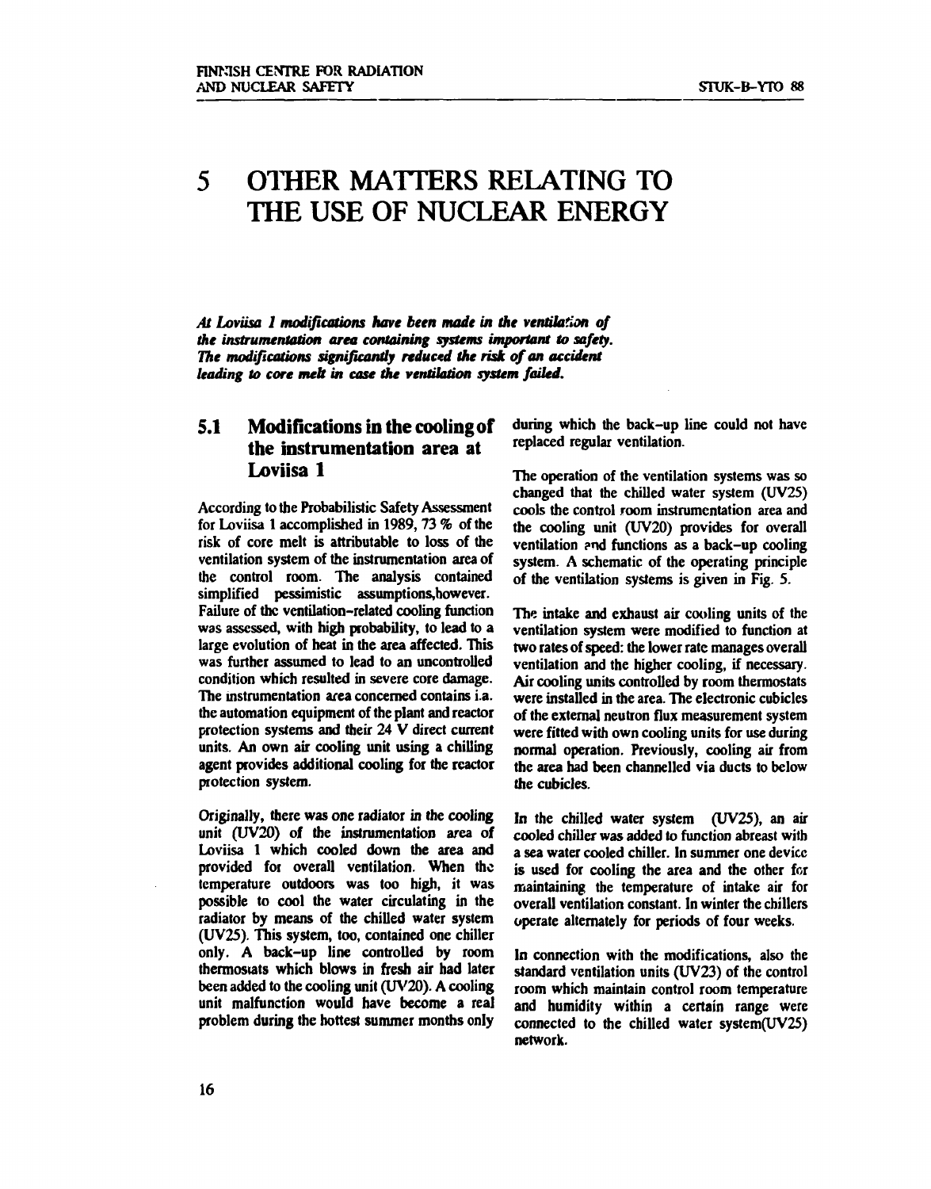# 5 OTHER MATTERS RELATING TO THE USE OF NUCLEAR ENERGY

***At Loviisa 1 modifications have been made in the ventilation of the instrumentation area containing systems important to safety. The modifications significantly reduced the risk of an accident leading to core melt in case the ventilation system failed.***

## 5.1 Modifications in the cooling of the instrumentation area at Loviisa 1

According to the Probabilistic Safety Assessment for Loviisa 1 accomplished in 1989, 73 % of the risk of core melt is attributable to loss of the ventilation system of the instrumentation area of the control room. The analysis contained simplified pessimistic assumptions,however. Failure of the ventilation-related cooling function was assessed, with high probability, to lead to a large evolution of heat in the area affected. This was further assumed to lead to an uncontrolled condition which resulted in severe core damage. The instrumentation area concerned contains i.a. the automation equipment of the plant and reactor protection systems and their 24 V direct current units. An own air cooling unit using a chilling agent provides additional cooling for the reactor protection system.

Originally, there was one radiator in the cooling unit (UV20) of the instrumentation area of Loviisa 1 which cooled down the area and provided for overall ventilation. When the temperature outdoors was too high, it was possible to cool the water circulating in the radiator by means of the chilled water system (UV25). This system, too, contained one chiller only. A back-up line controlled by room thermostats which blows in fresh air had later been added to the cooling unit (UV20). A cooling unit malfunction would have become a real problem during the hottest summer months only during which the back-up line could not have replaced regular ventilation.

The operation of the ventilation systems was so changed that the chilled water system (UV25) cools the control room instrumentation area and the cooling unit (UV20) provides for overall ventilation and functions as a back-up cooling system. A schematic of the operating principle of the ventilation systems is given in Fig. 5.

The intake and exhaust air cooling units of the ventilation system were modified to function at two rates of speed: the lower rate manages overall ventilation and the higher cooling, if necessary. Air cooling units controlled by room thermostats were installed in the area. The electronic cubicles of the external neutron flux measurement system were fitted with own cooling units for use during normal operation. Previously, cooling air from the area had been channelled via ducts to below the cubicles.

In the chilled water system (UV25), an air cooled chiller was added to function abreast with a sea water cooled chiller. In summer one device is used for cooling the area and the other for maintaining the temperature of intake air for overall ventilation constant. In winter the chillers operate alternately for periods of four weeks.

In connection with the modifications, also the standard ventilation units (UV23) of the control room which maintain control room temperature and humidity within a certain range were connected to the chilled water system(UV25) network.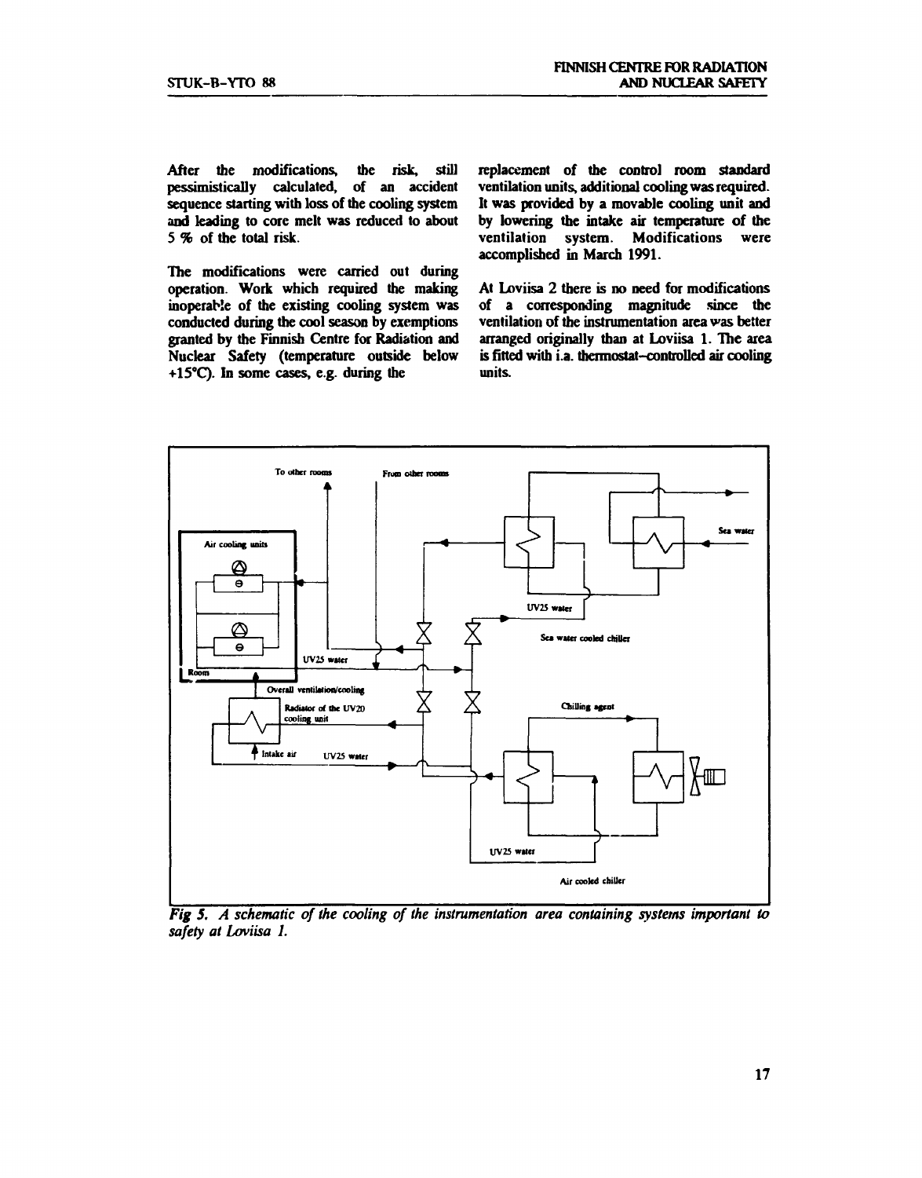After the modifications, the risk, still pessimistically calculated, of an accident sequence starting with loss of the cooling system and leading to core melt was reduced to about 5 % of the total risk.

The modifications were carried out during operation. Work which required the making inoperable of the existing cooling system was conducted during the cool season by exemptions granted by the Finnish Centre for Radiation and Nuclear Safety (temperature outside below +15°C). In some cases, e.g. during the replacement of the control room standard ventilation units, additional cooling was required. It was provided by a movable cooling unit and by lowering the intake air temperature of the ventilation system. Modifications were accomplished in March 1991.

At Loviisa 2 there is no need for modifications of a corresponding magnitude since the ventilation of the instrumentation area was better arranged originally than at Loviisa 1. The area is fitted with i.a. thermostat-controlled air cooling units.

*Fig 5. A schematic of the cooling of the instrumentation area containing systems important to safety at Loviisa 1.*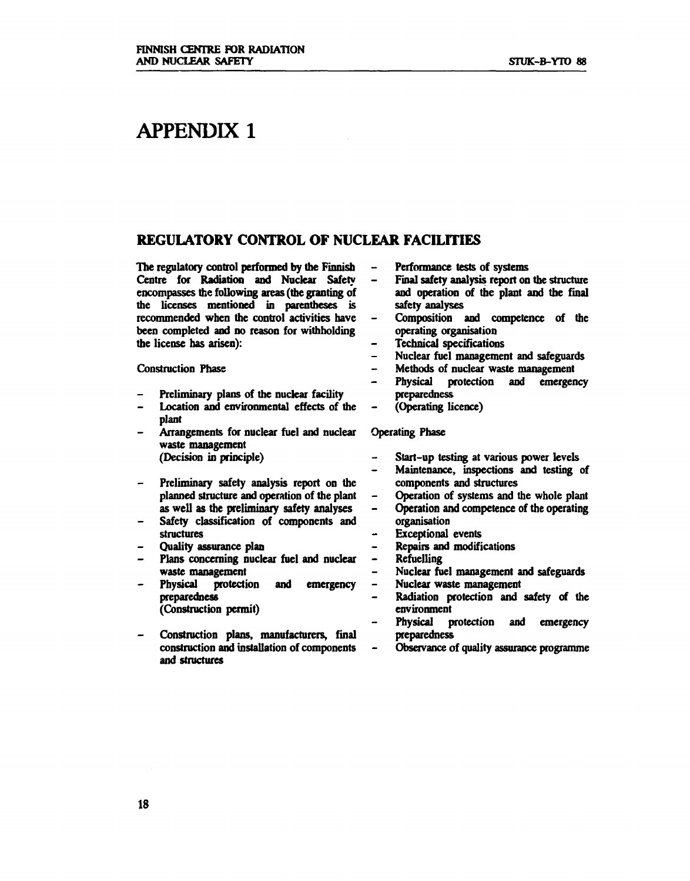# APPENDIX 1

## REGULATORY CONTROL OF NUCLEAR FACILITIES

The regulatory control performed by the Finnish Centre for Radiation and Nuclear Safety encompasses the following areas (the granting of the licenses mentioned in parentheses is recommended when the control activities have been completed and no reason for withholding the license has arisen):

Construction Phase

- Preliminary plans of the nuclear facility
- Location and environmental effects of the plant
- Arrangements for nuclear fuel and nuclear waste management
  (Decision in principle)

- Preliminary safety analysis report on the planned structure and operation of the plant as well as the preliminary safety analyses
- Safety classification of components and structures
- Quality assurance plan
- Plans concerning nuclear fuel and nuclear waste management
- Physical protection and emergency preparedness
  (Construction permit)

- Construction plans, manufacturers, final construction and installation of components and structures
- Performance tests of systems
- Final safety analysis report on the structure and operation of the plant and the final safety analyses
- Composition and competence of the operating organisation
- Technical specifications
- Nuclear fuel management and safeguards
- Methods of nuclear waste management
- Physical protection and emergency preparedness
- (Operating licence)

Operating Phase

- Start-up testing at various power levels
- Maintenance, inspections and testing of components and structures
- Operation of systems and the whole plant
- Operation and competence of the operating organisation
- Exceptional events
- Repairs and modifications
- Refuelling
- Nuclear fuel management and safeguards
- Nuclear waste management
- Radiation protection and safety of the environment
- Physical protection and emergency preparedness
- Observance of quality assurance programme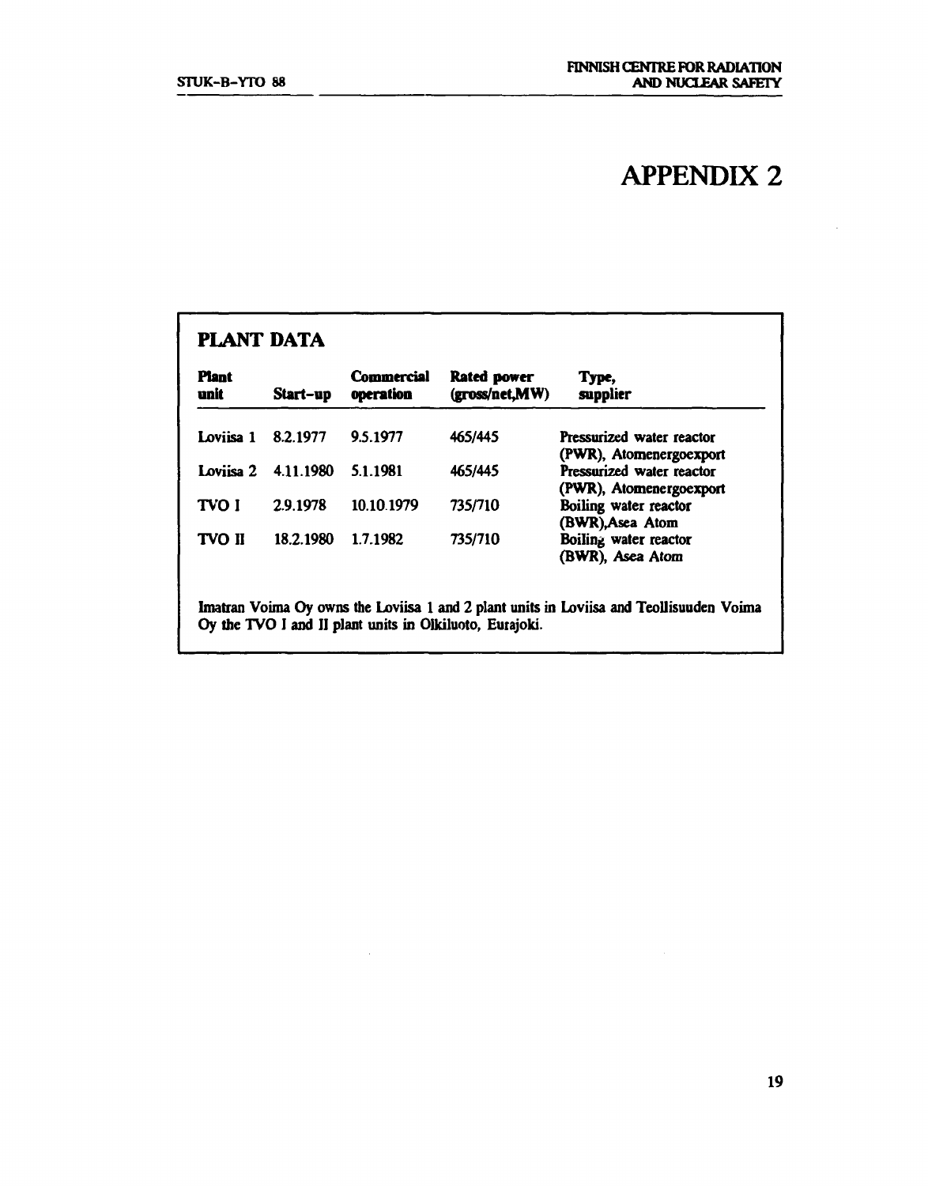# APPENDIX 2

## PLANT DATA

| Plant unit | Start-up | Commercial operation | Rated power (gross/net,MW) | Type, supplier |
|---|---|---|---|---|
| Loviisa 1 | 8.2.1977 | 9.5.1977 | 465/445 | Pressurized water reactor (PWR), Atomenergoexport |
| Loviisa 2 | 4.11.1980 | 5.1.1981 | 465/445 | Pressurized water reactor (PWR), Atomenergoexport |
| TVO I | 2.9.1978 | 10.10.1979 | 735/710 | Boiling water reactor (BWR),Asea Atom |
| TVO II | 18.2.1980 | 1.7.1982 | 735/710 | Boiling water reactor (BWR), Asea Atom |

Imatran Voima Oy owns the Loviisa 1 and 2 plant units in Loviisa and Teollisuuden Voima Oy the TVO I and II plant units in Olkiluoto, Eurajoki.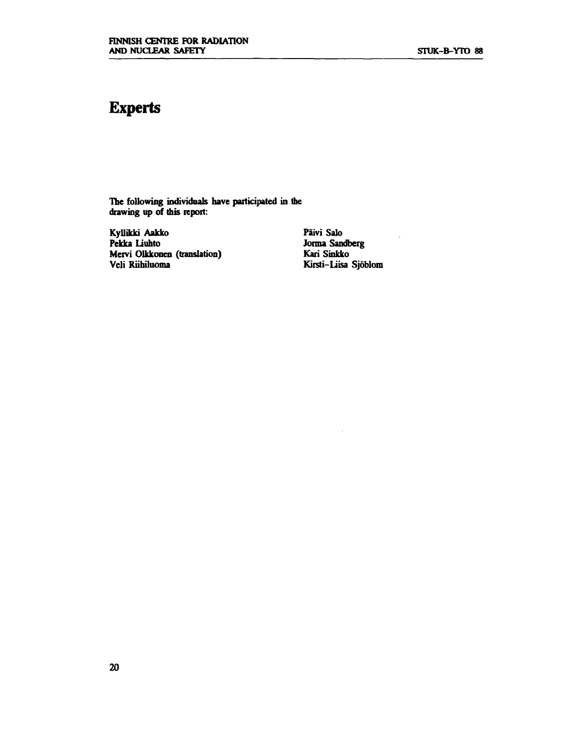# Experts

The following individuals have participated in the drawing up of this report:

Kyllikki Aakko
Pekka Liuhto
Mervi Olkkonen (translation)
Veli Riihiluoma
Päivi Salo
Jorma Sandberg
Kari Sinkko
Kirsti-Liisa Sjöblom